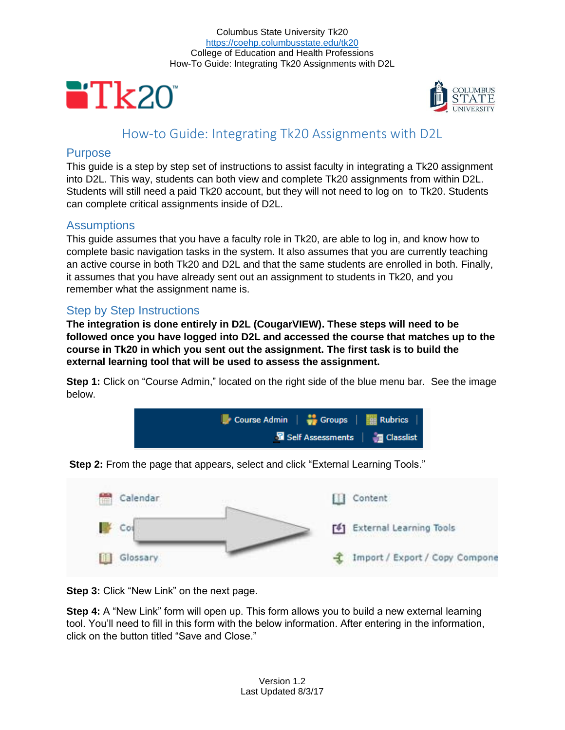Columbus State University Tk20
https://coehp.columbusstate.edu/tk20
College of Education and Health Professions
How-To Guide: Integrating Tk20 Assignments with D2L

# How-to Guide: Integrating Tk20 Assignments with D2L

## Purpose

This guide is a step by step set of instructions to assist faculty in integrating a Tk20 assignment into D2L. This way, students can both view and complete Tk20 assignments from within D2L. Students will still need a paid Tk20 account, but they will not need to log on to Tk20. Students can complete critical assignments inside of D2L.

## Assumptions

This guide assumes that you have a faculty role in Tk20, are able to log in, and know how to complete basic navigation tasks in the system. It also assumes that you are currently teaching an active course in both Tk20 and D2L and that the same students are enrolled in both. Finally, it assumes that you have already sent out an assignment to students in Tk20, and you remember what the assignment name is.

## Step by Step Instructions

**The integration is done entirely in D2L (CougarVIEW). These steps will need to be followed once you have logged into D2L and accessed the course that matches up to the course in Tk20 in which you sent out the assignment. The first task is to build the external learning tool that will be used to assess the assignment.**

**Step 1:** Click on "Course Admin," located on the right side of the blue menu bar. See the image below.

**Step 2:** From the page that appears, select and click "External Learning Tools."

**Step 3:** Click "New Link" on the next page.

**Step 4:** A "New Link" form will open up. This form allows you to build a new external learning tool. You'll need to fill in this form with the below information. After entering in the information, click on the button titled "Save and Close."

Version 1.2
Last Updated 8/3/17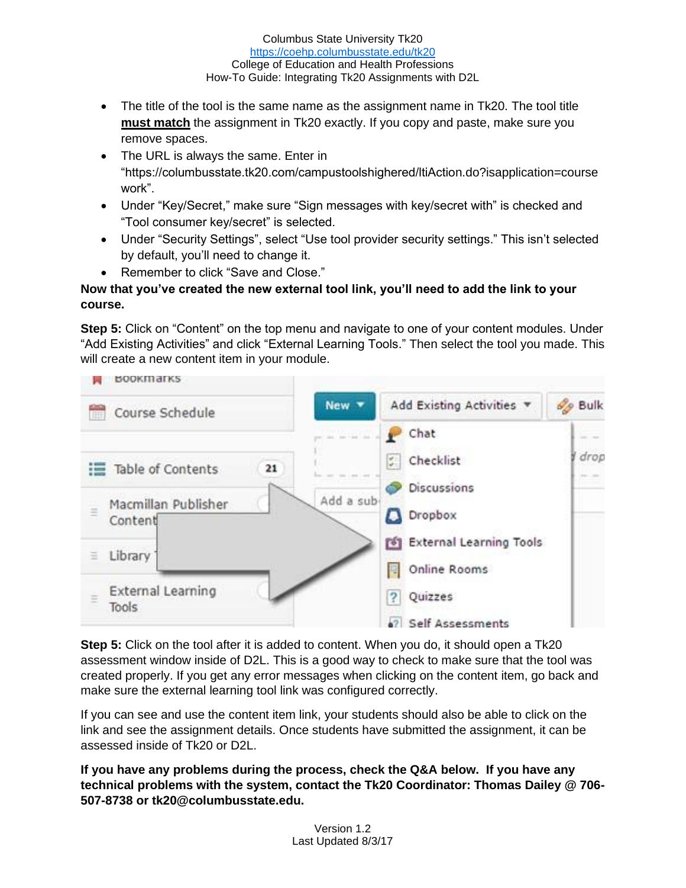- The title of the tool is the same name as the assignment name in Tk20. The tool title **must match** the assignment in Tk20 exactly. If you copy and paste, make sure you remove spaces.
- The URL is always the same. Enter in "https://columbusstate.tk20.com/campustoolshighered/ltiAction.do?isapplication=coursework".
- Under "Key/Secret," make sure "Sign messages with key/secret with" is checked and "Tool consumer key/secret" is selected.
- Under "Security Settings", select "Use tool provider security settings." This isn't selected by default, you'll need to change it.
- Remember to click "Save and Close."

**Now that you've created the new external tool link, you'll need to add the link to your course.**

**Step 5:** Click on "Content" on the top menu and navigate to one of your content modules. Under "Add Existing Activities" and click "External Learning Tools." Then select the tool you made. This will create a new content item in your module.

**Step 5:** Click on the tool after it is added to content. When you do, it should open a Tk20 assessment window inside of D2L. This is a good way to check to make sure that the tool was created properly. If you get any error messages when clicking on the content item, go back and make sure the external learning tool link was configured correctly.

If you can see and use the content item link, your students should also be able to click on the link and see the assignment details. Once students have submitted the assignment, it can be assessed inside of Tk20 or D2L.

**If you have any problems during the process, check the Q&A below. If you have any technical problems with the system, contact the Tk20 Coordinator: Thomas Dailey @ 706-507-8738 or tk20@columbusstate.edu.**

Version 1.2
Last Updated 8/3/17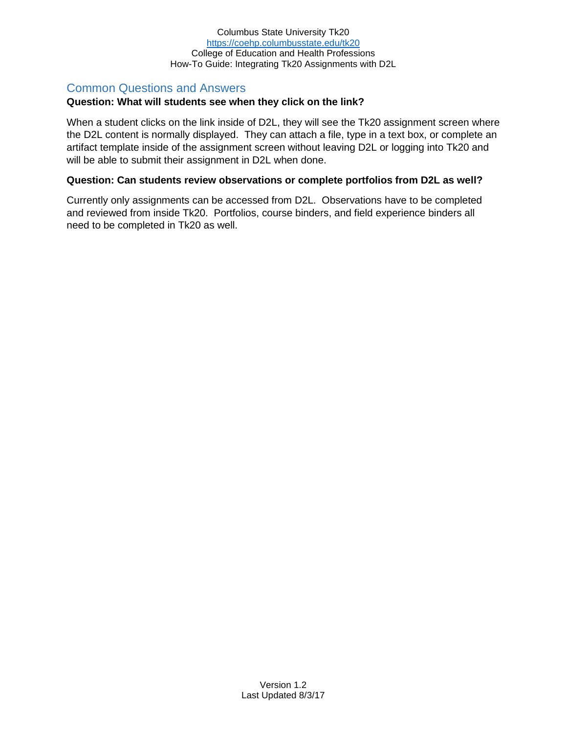## Common Questions and Answers

**Question: What will students see when they click on the link?**

When a student clicks on the link inside of D2L, they will see the Tk20 assignment screen where the D2L content is normally displayed. They can attach a file, type in a text box, or complete an artifact template inside of the assignment screen without leaving D2L or logging into Tk20 and will be able to submit their assignment in D2L when done.

**Question: Can students review observations or complete portfolios from D2L as well?**

Currently only assignments can be accessed from D2L. Observations have to be completed and reviewed from inside Tk20. Portfolios, course binders, and field experience binders all need to be completed in Tk20 as well.